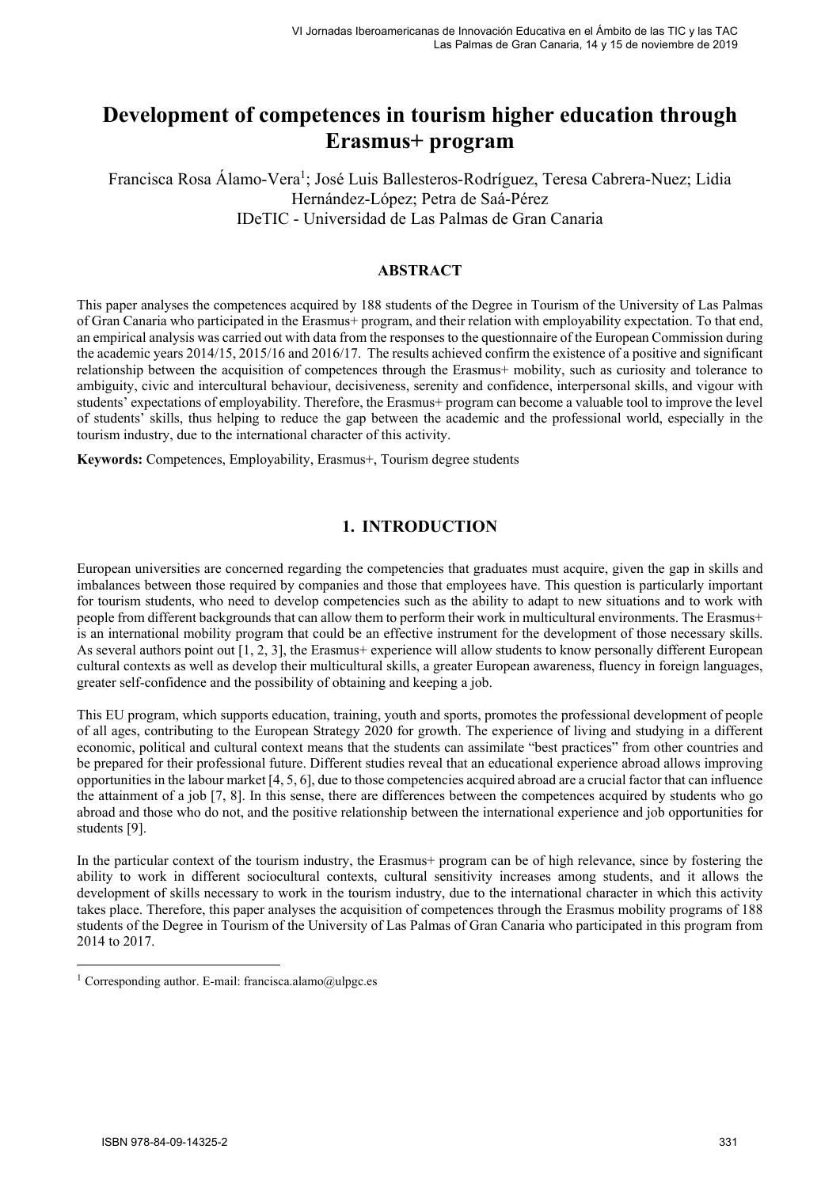# Development of competences in tourism higher education through Erasmus+ program

Francisca Rosa Álamo-Vera[1]; José Luis Ballesteros-Rodríguez, Teresa Cabrera-Nuez; Lidia Hernández-López; Petra de Saá-Pérez
IDeTIC - Universidad de Las Palmas de Gran Canaria

## ABSTRACT

This paper analyses the competences acquired by 188 students of the Degree in Tourism of the University of Las Palmas of Gran Canaria who participated in the Erasmus+ program, and their relation with employability expectation. To that end, an empirical analysis was carried out with data from the responses to the questionnaire of the European Commission during the academic years 2014/15, 2015/16 and 2016/17. The results achieved confirm the existence of a positive and significant relationship between the acquisition of competences through the Erasmus+ mobility, such as curiosity and tolerance to ambiguity, civic and intercultural behaviour, decisiveness, serenity and confidence, interpersonal skills, and vigour with students' expectations of employability. Therefore, the Erasmus+ program can become a valuable tool to improve the level of students' skills, thus helping to reduce the gap between the academic and the professional world, especially in the tourism industry, due to the international character of this activity.

**Keywords:** Competences, Employability, Erasmus+, Tourism degree students

## 1. INTRODUCTION

European universities are concerned regarding the competencies that graduates must acquire, given the gap in skills and imbalances between those required by companies and those that employees have. This question is particularly important for tourism students, who need to develop competencies such as the ability to adapt to new situations and to work with people from different backgrounds that can allow them to perform their work in multicultural environments. The Erasmus+ is an international mobility program that could be an effective instrument for the development of those necessary skills. As several authors point out [1, 2, 3], the Erasmus+ experience will allow students to know personally different European cultural contexts as well as develop their multicultural skills, a greater European awareness, fluency in foreign languages, greater self-confidence and the possibility of obtaining and keeping a job.

This EU program, which supports education, training, youth and sports, promotes the professional development of people of all ages, contributing to the European Strategy 2020 for growth. The experience of living and studying in a different economic, political and cultural context means that the students can assimilate "best practices" from other countries and be prepared for their professional future. Different studies reveal that an educational experience abroad allows improving opportunities in the labour market [4, 5, 6], due to those competencies acquired abroad are a crucial factor that can influence the attainment of a job [7, 8]. In this sense, there are differences between the competences acquired by students who go abroad and those who do not, and the positive relationship between the international experience and job opportunities for students [9].

In the particular context of the tourism industry, the Erasmus+ program can be of high relevance, since by fostering the ability to work in different sociocultural contexts, cultural sensitivity increases among students, and it allows the development of skills necessary to work in the tourism industry, due to the international character in which this activity takes place. Therefore, this paper analyses the acquisition of competences through the Erasmus mobility programs of 188 students of the Degree in Tourism of the University of Las Palmas of Gran Canaria who participated in this program from 2014 to 2017.

[1] Corresponding author. E-mail: francisca.alamo@ulpgc.es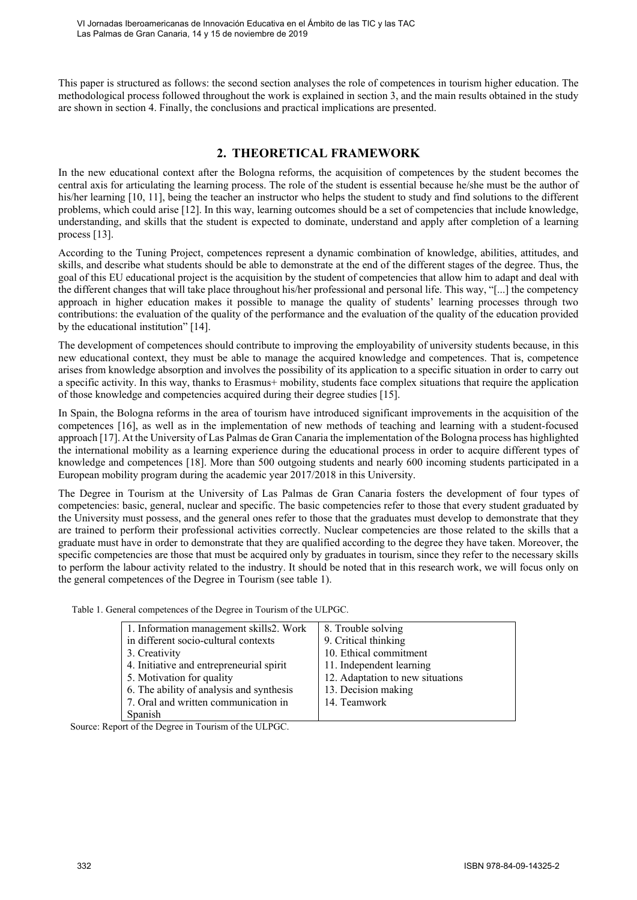This paper is structured as follows: the second section analyses the role of competences in tourism higher education. The methodological process followed throughout the work is explained in section 3, and the main results obtained in the study are shown in section 4. Finally, the conclusions and practical implications are presented.

## 2. THEORETICAL FRAMEWORK

In the new educational context after the Bologna reforms, the acquisition of competences by the student becomes the central axis for articulating the learning process. The role of the student is essential because he/she must be the author of his/her learning [10, 11], being the teacher an instructor who helps the student to study and find solutions to the different problems, which could arise [12]. In this way, learning outcomes should be a set of competencies that include knowledge, understanding, and skills that the student is expected to dominate, understand and apply after completion of a learning process [13].

According to the Tuning Project, competences represent a dynamic combination of knowledge, abilities, attitudes, and skills, and describe what students should be able to demonstrate at the end of the different stages of the degree. Thus, the goal of this EU educational project is the acquisition by the student of competencies that allow him to adapt and deal with the different changes that will take place throughout his/her professional and personal life. This way, "[...] the competency approach in higher education makes it possible to manage the quality of students' learning processes through two contributions: the evaluation of the quality of the performance and the evaluation of the quality of the education provided by the educational institution" [14].

The development of competences should contribute to improving the employability of university students because, in this new educational context, they must be able to manage the acquired knowledge and competences. That is, competence arises from knowledge absorption and involves the possibility of its application to a specific situation in order to carry out a specific activity. In this way, thanks to Erasmus+ mobility, students face complex situations that require the application of those knowledge and competencies acquired during their degree studies [15].

In Spain, the Bologna reforms in the area of tourism have introduced significant improvements in the acquisition of the competences [16], as well as in the implementation of new methods of teaching and learning with a student-focused approach [17]. At the University of Las Palmas de Gran Canaria the implementation of the Bologna process has highlighted the international mobility as a learning experience during the educational process in order to acquire different types of knowledge and competences [18]. More than 500 outgoing students and nearly 600 incoming students participated in a European mobility program during the academic year 2017/2018 in this University.

The Degree in Tourism at the University of Las Palmas de Gran Canaria fosters the development of four types of competencies: basic, general, nuclear and specific. The basic competencies refer to those that every student graduated by the University must possess, and the general ones refer to those that the graduates must develop to demonstrate that they are trained to perform their professional activities correctly. Nuclear competencies are those related to the skills that a graduate must have in order to demonstrate that they are qualified according to the degree they have taken. Moreover, the specific competencies are those that must be acquired only by graduates in tourism, since they refer to the necessary skills to perform the labour activity related to the industry. It should be noted that in this research work, we will focus only on the general competences of the Degree in Tourism (see table 1).

Table 1. General competences of the Degree in Tourism of the ULPGC.

| | |
|---|---|
| 1. Information management skills2. Work in different socio-cultural contexts | 8. Trouble solving |
| 3. Creativity | 9. Critical thinking |
| 4. Initiative and entrepreneurial spirit | 10. Ethical commitment |
| 5. Motivation for quality | 11. Independent learning |
| 6. The ability of analysis and synthesis | 12. Adaptation to new situations |
| 7. Oral and written communication in Spanish | 13. Decision making |
| | 14. Teamwork |

Source: Report of the Degree in Tourism of the ULPGC.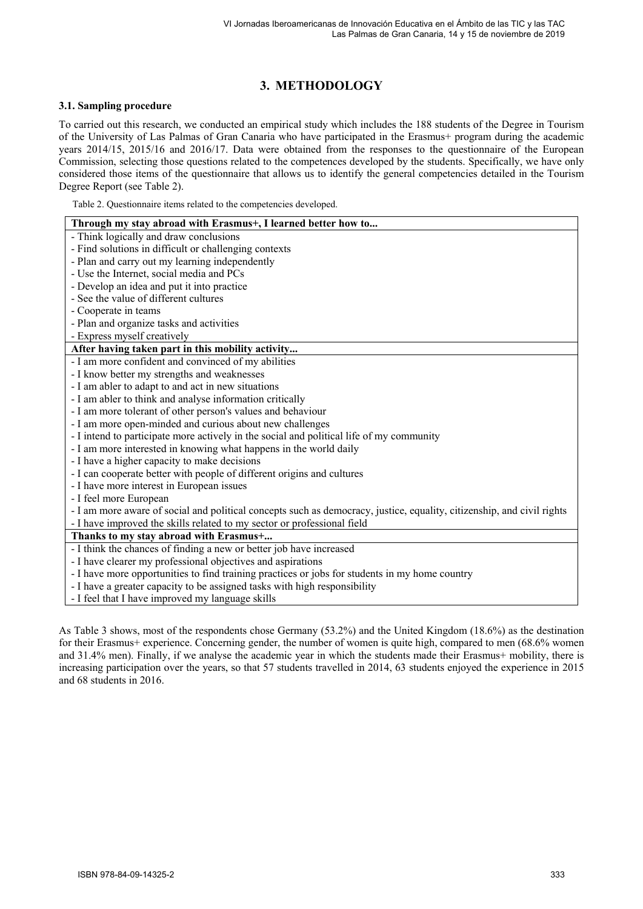## 3. METHODOLOGY

### 3.1. Sampling procedure

To carried out this research, we conducted an empirical study which includes the 188 students of the Degree in Tourism of the University of Las Palmas of Gran Canaria who have participated in the Erasmus+ program during the academic years 2014/15, 2015/16 and 2016/17. Data were obtained from the responses to the questionnaire of the European Commission, selecting those questions related to the competences developed by the students. Specifically, we have only considered those items of the questionnaire that allows us to identify the general competencies detailed in the Tourism Degree Report (see Table 2).

Table 2. Questionnaire items related to the competencies developed.

| **Through my stay abroad with Erasmus+, I learned better how to...** |
|---|
| - Think logically and draw conclusions |
| - Find solutions in difficult or challenging contexts |
| - Plan and carry out my learning independently |
| - Use the Internet, social media and PCs |
| - Develop an idea and put it into practice |
| - See the value of different cultures |
| - Cooperate in teams |
| - Plan and organize tasks and activities |
| - Express myself creatively |
| **After having taken part in this mobility activity...** |
| - I am more confident and convinced of my abilities |
| - I know better my strengths and weaknesses |
| - I am abler to adapt to and act in new situations |
| - I am abler to think and analyse information critically |
| - I am more tolerant of other person's values and behaviour |
| - I am more open-minded and curious about new challenges |
| - I intend to participate more actively in the social and political life of my community |
| - I am more interested in knowing what happens in the world daily |
| - I have a higher capacity to make decisions |
| - I can cooperate better with people of different origins and cultures |
| - I have more interest in European issues |
| - I feel more European |
| - I am more aware of social and political concepts such as democracy, justice, equality, citizenship, and civil rights |
| - I have improved the skills related to my sector or professional field |
| **Thanks to my stay abroad with Erasmus+...** |
| - I think the chances of finding a new or better job have increased |
| - I have clearer my professional objectives and aspirations |
| - I have more opportunities to find training practices or jobs for students in my home country |
| - I have a greater capacity to be assigned tasks with high responsibility |
| - I feel that I have improved my language skills |

As Table 3 shows, most of the respondents chose Germany (53.2%) and the United Kingdom (18.6%) as the destination for their Erasmus+ experience. Concerning gender, the number of women is quite high, compared to men (68.6% women and 31.4% men). Finally, if we analyse the academic year in which the students made their Erasmus+ mobility, there is increasing participation over the years, so that 57 students travelled in 2014, 63 students enjoyed the experience in 2015 and 68 students in 2016.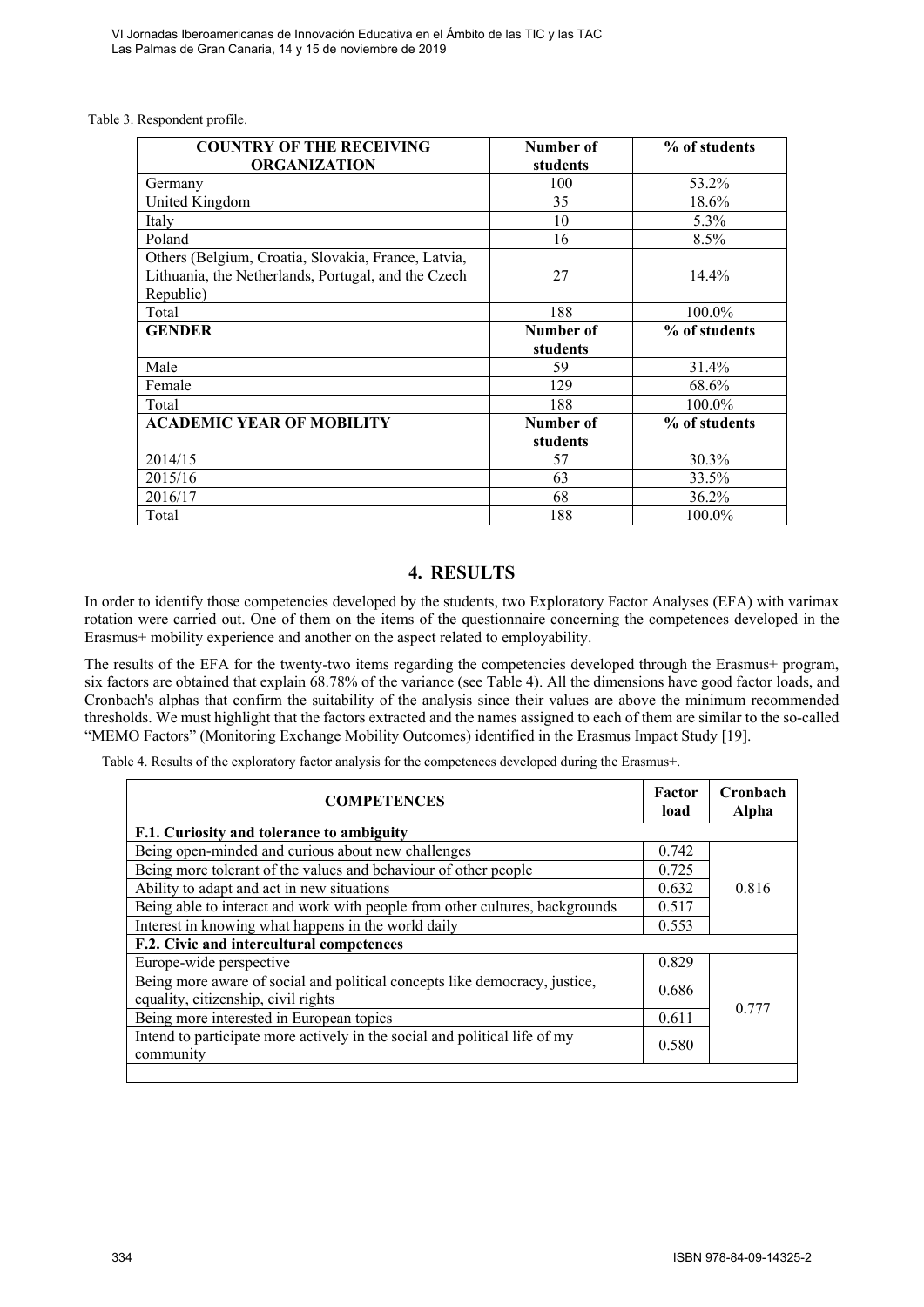Table 3. Respondent profile.

| COUNTRY OF THE RECEIVING ORGANIZATION | Number of students | % of students |
|---|---|---|
| Germany | 100 | 53.2% |
| United Kingdom | 35 | 18.6% |
| Italy | 10 | 5.3% |
| Poland | 16 | 8.5% |
| Others (Belgium, Croatia, Slovakia, France, Latvia, Lithuania, the Netherlands, Portugal, and the Czech Republic) | 27 | 14.4% |
| Total | 188 | 100.0% |
| **GENDER** | **Number of students** | **% of students** |
| Male | 59 | 31.4% |
| Female | 129 | 68.6% |
| Total | 188 | 100.0% |
| **ACADEMIC YEAR OF MOBILITY** | **Number of students** | **% of students** |
| 2014/15 | 57 | 30.3% |
| 2015/16 | 63 | 33.5% |
| 2016/17 | 68 | 36.2% |
| Total | 188 | 100.0% |

## 4. RESULTS

In order to identify those competencies developed by the students, two Exploratory Factor Analyses (EFA) with varimax rotation were carried out. One of them on the items of the questionnaire concerning the competences developed in the Erasmus+ mobility experience and another on the aspect related to employability.

The results of the EFA for the twenty-two items regarding the competencies developed through the Erasmus+ program, six factors are obtained that explain 68.78% of the variance (see Table 4). All the dimensions have good factor loads, and Cronbach's alphas that confirm the suitability of the analysis since their values are above the minimum recommended thresholds. We must highlight that the factors extracted and the names assigned to each of them are similar to the so-called "MEMO Factors" (Monitoring Exchange Mobility Outcomes) identified in the Erasmus Impact Study [19].

Table 4. Results of the exploratory factor analysis for the competences developed during the Erasmus+.

| COMPETENCES | Factor load | Cronbach Alpha |
|---|---|---|
| **F.1. Curiosity and tolerance to ambiguity** | | |
| Being open-minded and curious about new challenges | 0.742 | 0.816 |
| Being more tolerant of the values and behaviour of other people | 0.725 | |
| Ability to adapt and act in new situations | 0.632 | |
| Being able to interact and work with people from other cultures, backgrounds | 0.517 | |
| Interest in knowing what happens in the world daily | 0.553 | |
| **F.2. Civic and intercultural competences** | | |
| Europe-wide perspective | 0.829 | 0.777 |
| Being more aware of social and political concepts like democracy, justice, equality, citizenship, civil rights | 0.686 | |
| Being more interested in European topics | 0.611 | |
| Intend to participate more actively in the social and political life of my community | 0.580 | |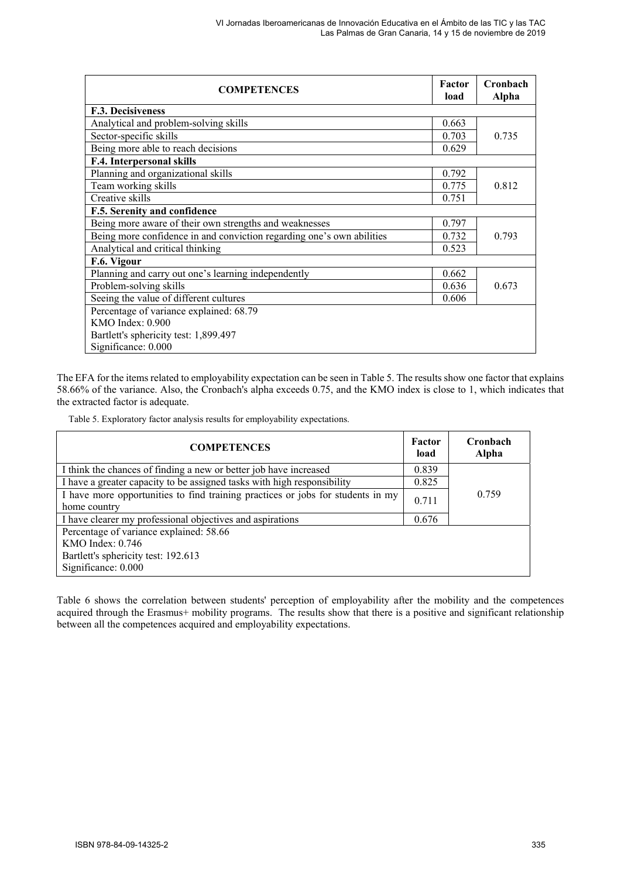| COMPETENCES | Factor load | Cronbach Alpha |
|---|---|---|
| **F.3. Decisiveness** | | |
| Analytical and problem-solving skills | 0.663 | 0.735 |
| Sector-specific skills | 0.703 | |
| Being more able to reach decisions | 0.629 | |
| **F.4. Interpersonal skills** | | |
| Planning and organizational skills | 0.792 | 0.812 |
| Team working skills | 0.775 | |
| Creative skills | 0.751 | |
| **F.5. Serenity and confidence** | | |
| Being more aware of their own strengths and weaknesses | 0.797 | 0.793 |
| Being more confidence in and conviction regarding one's own abilities | 0.732 | |
| Analytical and critical thinking | 0.523 | |
| **F.6. Vigour** | | |
| Planning and carry out one's learning independently | 0.662 | 0.673 |
| Problem-solving skills | 0.636 | |
| Seeing the value of different cultures | 0.606 | |
| Percentage of variance explained: 68.79<br>KMO Index: 0.900<br>Bartlett's sphericity test: 1,899.497<br>Significance: 0.000 | | |

The EFA for the items related to employability expectation can be seen in Table 5. The results show one factor that explains 58.66% of the variance. Also, the Cronbach's alpha exceeds 0.75, and the KMO index is close to 1, which indicates that the extracted factor is adequate.

Table 5. Exploratory factor analysis results for employability expectations.

| COMPETENCES | Factor load | Cronbach Alpha |
|---|---|---|
| I think the chances of finding a new or better job have increased | 0.839 | 0.759 |
| I have a greater capacity to be assigned tasks with high responsibility | 0.825 | |
| I have more opportunities to find training practices or jobs for students in my home country | 0.711 | |
| I have clearer my professional objectives and aspirations | 0.676 | |
| Percentage of variance explained: 58.66<br>KMO Index: 0.746<br>Bartlett's sphericity test: 192.613<br>Significance: 0.000 | | |

Table 6 shows the correlation between students' perception of employability after the mobility and the competences acquired through the Erasmus+ mobility programs. The results show that there is a positive and significant relationship between all the competences acquired and employability expectations.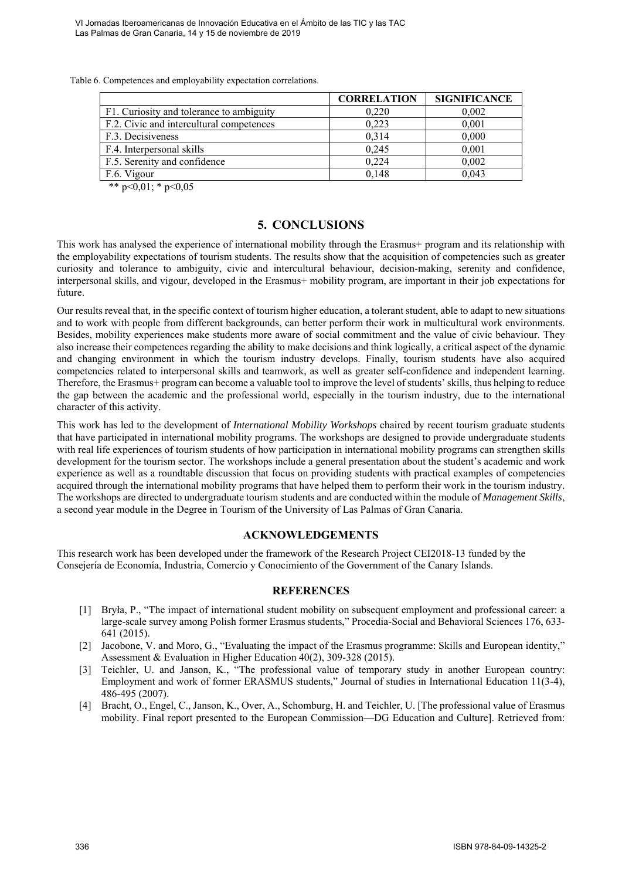Table 6. Competences and employability expectation correlations.

| | CORRELATION | SIGNIFICANCE |
|---|---|---|
| F1. Curiosity and tolerance to ambiguity | 0,220 | 0,002 |
| F.2. Civic and intercultural competences | 0,223 | 0,001 |
| F.3. Decisiveness | 0,314 | 0,000 |
| F.4. Interpersonal skills | 0,245 | 0,001 |
| F.5. Serenity and confidence | 0,224 | 0,002 |
| F.6. Vigour | 0,148 | 0,043 |

** $p<0{,}01$; * $p<0{,}05$

## 5. CONCLUSIONS

This work has analysed the experience of international mobility through the Erasmus+ program and its relationship with the employability expectations of tourism students. The results show that the acquisition of competencies such as greater curiosity and tolerance to ambiguity, civic and intercultural behaviour, decision-making, serenity and confidence, interpersonal skills, and vigour, developed in the Erasmus+ mobility program, are important in their job expectations for future.

Our results reveal that, in the specific context of tourism higher education, a tolerant student, able to adapt to new situations and to work with people from different backgrounds, can better perform their work in multicultural work environments. Besides, mobility experiences make students more aware of social commitment and the value of civic behaviour. They also increase their competences regarding the ability to make decisions and think logically, a critical aspect of the dynamic and changing environment in which the tourism industry develops. Finally, tourism students have also acquired competencies related to interpersonal skills and teamwork, as well as greater self-confidence and independent learning. Therefore, the Erasmus+ program can become a valuable tool to improve the level of students' skills, thus helping to reduce the gap between the academic and the professional world, especially in the tourism industry, due to the international character of this activity.

This work has led to the development of *International Mobility Workshops* chaired by recent tourism graduate students that have participated in international mobility programs. The workshops are designed to provide undergraduate students with real life experiences of tourism students of how participation in international mobility programs can strengthen skills development for the tourism sector. The workshops include a general presentation about the student's academic and work experience as well as a roundtable discussion that focus on providing students with practical examples of competencies acquired through the international mobility programs that have helped them to perform their work in the tourism industry. The workshops are directed to undergraduate tourism students and are conducted within the module of *Management Skills*, a second year module in the Degree in Tourism of the University of Las Palmas of Gran Canaria.

### ACKNOWLEDGEMENTS

This research work has been developed under the framework of the Research Project CEI2018-13 funded by the Consejería de Economía, Industria, Comercio y Conocimiento of the Government of the Canary Islands.

### REFERENCES

[1] Bryła, P., "The impact of international student mobility on subsequent employment and professional career: a large-scale survey among Polish former Erasmus students," Procedia-Social and Behavioral Sciences 176, 633-641 (2015).

[2] Jacobone, V. and Moro, G., "Evaluating the impact of the Erasmus programme: Skills and European identity," Assessment & Evaluation in Higher Education 40(2), 309-328 (2015).

[3] Teichler, U. and Janson, K., "The professional value of temporary study in another European country: Employment and work of former ERASMUS students," Journal of studies in International Education 11(3-4), 486-495 (2007).

[4] Bracht, O., Engel, C., Janson, K., Over, A., Schomburg, H. and Teichler, U. [The professional value of Erasmus mobility. Final report presented to the European Commission—DG Education and Culture]. Retrieved from: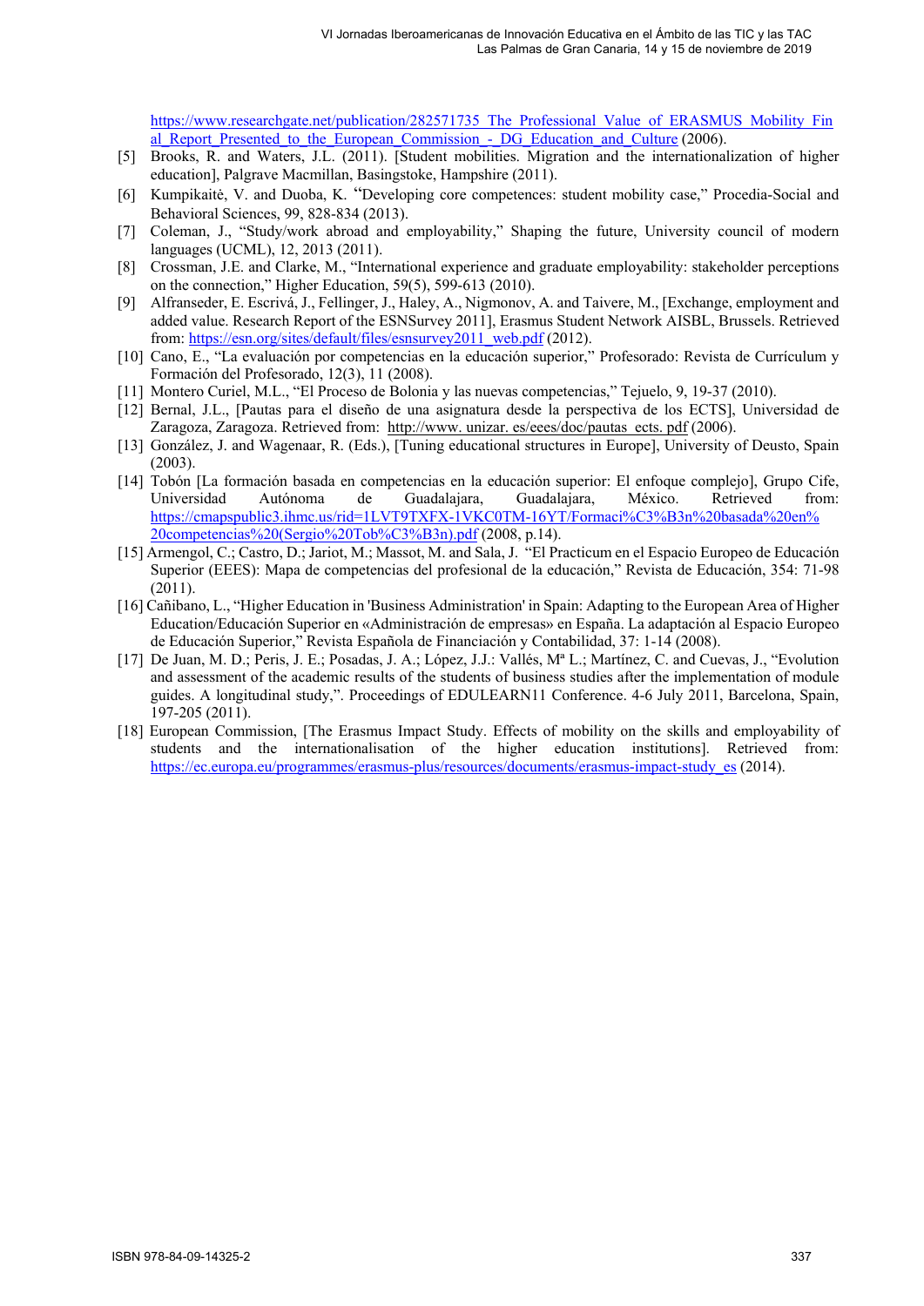https://www.researchgate.net/publication/282571735_The_Professional_Value_of_ERASMUS_Mobility_Final_Report_Presented_to_the_European_Commission_-_DG_Education_and_Culture (2006).

[5] Brooks, R. and Waters, J.L. (2011). [Student mobilities. Migration and the internationalization of higher education], Palgrave Macmillan, Basingstoke, Hampshire (2011).

[6] Kumpikaitė, V. and Duoba, K. "Developing core competences: student mobility case," Procedia-Social and Behavioral Sciences, 99, 828-834 (2013).

[7] Coleman, J., "Study/work abroad and employability," Shaping the future, University council of modern languages (UCML), 12, 2013 (2011).

[8] Crossman, J.E. and Clarke, M., "International experience and graduate employability: stakeholder perceptions on the connection," Higher Education, 59(5), 599-613 (2010).

[9] Alfranseder, E. Escrivá, J., Fellinger, J., Haley, A., Nigmonov, A. and Taivere, M., [Exchange, employment and added value. Research Report of the ESNSurvey 2011], Erasmus Student Network AISBL, Brussels. Retrieved from: https://esn.org/sites/default/files/esnsurvey2011_web.pdf (2012).

[10] Cano, E., "La evaluación por competencias en la educación superior," Profesorado: Revista de Currículum y Formación del Profesorado, 12(3), 11 (2008).

[11] Montero Curiel, M.L., "El Proceso de Bolonia y las nuevas competencias," Tejuelo, 9, 19-37 (2010).

[12] Bernal, J.L., [Pautas para el diseño de una asignatura desde la perspectiva de los ECTS], Universidad de Zaragoza, Zaragoza. Retrieved from: http://www. unizar. es/eees/doc/pautas_ects. pdf (2006).

[13] González, J. and Wagenaar, R. (Eds.), [Tuning educational structures in Europe], University of Deusto, Spain (2003).

[14] Tobón [La formación basada en competencias en la educación superior: El enfoque complejo], Grupo Cife, Universidad Autónoma de Guadalajara, Guadalajara, México. Retrieved from: https://cmapspublic3.ihmc.us/rid=1LVT9TXFX-1VKC0TM-16YT/Formaci%C3%B3n%20basada%20en%20competencias%20(Sergio%20Tob%C3%B3n).pdf (2008, p.14).

[15] Armengol, C.; Castro, D.; Jariot, M.; Massot, M. and Sala, J. "El Practicum en el Espacio Europeo de Educación Superior (EEES): Mapa de competencias del profesional de la educación," Revista de Educación, 354: 71-98 (2011).

[16] Cañibano, L., "Higher Education in 'Business Administration' in Spain: Adapting to the European Area of Higher Education/Educación Superior en «Administración de empresas» en España. La adaptación al Espacio Europeo de Educación Superior," Revista Española de Financiación y Contabilidad, 37: 1-14 (2008).

[17] De Juan, M. D.; Peris, J. E.; Posadas, J. A.; López, J.J.: Vallés, Mª L.; Martínez, C. and Cuevas, J., "Evolution and assessment of the academic results of the students of business studies after the implementation of module guides. A longitudinal study,". Proceedings of EDULEARN11 Conference. 4-6 July 2011, Barcelona, Spain, 197-205 (2011).

[18] European Commission, [The Erasmus Impact Study. Effects of mobility on the skills and employability of students and the internationalisation of the higher education institutions]. Retrieved from: https://ec.europa.eu/programmes/erasmus-plus/resources/documents/erasmus-impact-study_es (2014).